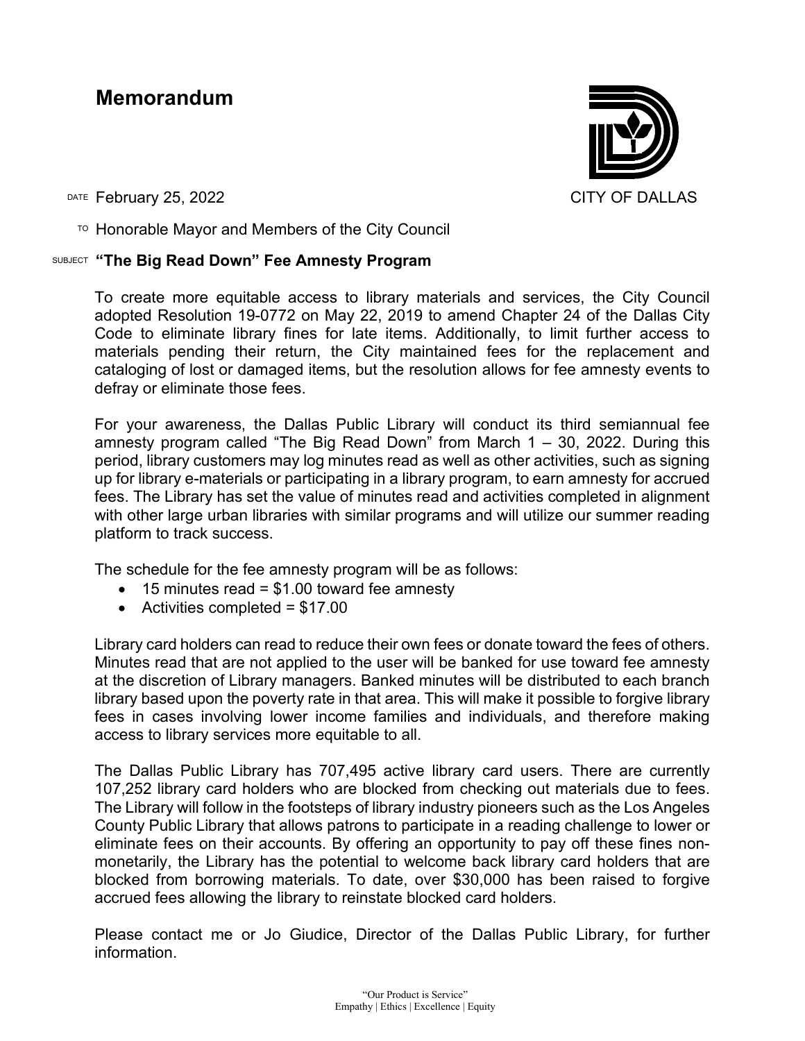# Memorandum

CITY OF DALLAS

DATE February 25, 2022

TO Honorable Mayor and Members of the City Council

SUBJECT **"The Big Read Down" Fee Amnesty Program**

To create more equitable access to library materials and services, the City Council adopted Resolution 19-0772 on May 22, 2019 to amend Chapter 24 of the Dallas City Code to eliminate library fines for late items. Additionally, to limit further access to materials pending their return, the City maintained fees for the replacement and cataloging of lost or damaged items, but the resolution allows for fee amnesty events to defray or eliminate those fees.

For your awareness, the Dallas Public Library will conduct its third semiannual fee amnesty program called "The Big Read Down" from March 1 – 30, 2022. During this period, library customers may log minutes read as well as other activities, such as signing up for library e-materials or participating in a library program, to earn amnesty for accrued fees. The Library has set the value of minutes read and activities completed in alignment with other large urban libraries with similar programs and will utilize our summer reading platform to track success.

The schedule for the fee amnesty program will be as follows:

- 15 minutes read = $1.00 toward fee amnesty
- Activities completed = $17.00

Library card holders can read to reduce their own fees or donate toward the fees of others. Minutes read that are not applied to the user will be banked for use toward fee amnesty at the discretion of Library managers. Banked minutes will be distributed to each branch library based upon the poverty rate in that area. This will make it possible to forgive library fees in cases involving lower income families and individuals, and therefore making access to library services more equitable to all.

The Dallas Public Library has 707,495 active library card users. There are currently 107,252 library card holders who are blocked from checking out materials due to fees. The Library will follow in the footsteps of library industry pioneers such as the Los Angeles County Public Library that allows patrons to participate in a reading challenge to lower or eliminate fees on their accounts. By offering an opportunity to pay off these fines non-monetarily, the Library has the potential to welcome back library card holders that are blocked from borrowing materials. To date, over $30,000 has been raised to forgive accrued fees allowing the library to reinstate blocked card holders.

Please contact me or Jo Giudice, Director of the Dallas Public Library, for further information.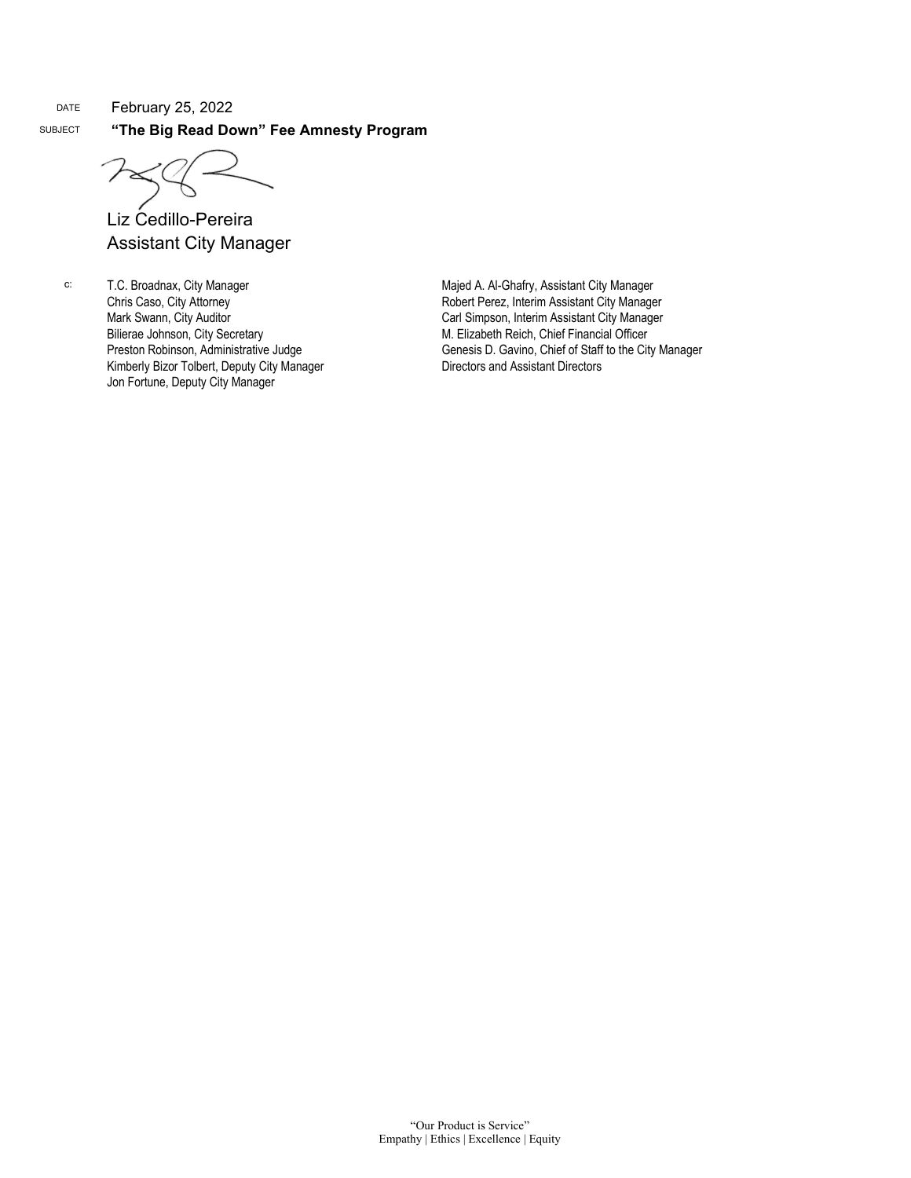DATE February 25, 2022

SUBJECT **"The Big Read Down" Fee Amnesty Program**

Liz Cedillo-Pereira
Assistant City Manager

c: T.C. Broadnax, City Manager
Chris Caso, City Attorney
Mark Swann, City Auditor
Bilierae Johnson, City Secretary
Preston Robinson, Administrative Judge
Kimberly Bizor Tolbert, Deputy City Manager
Jon Fortune, Deputy City Manager
Majed A. Al-Ghafry, Assistant City Manager
Robert Perez, Interim Assistant City Manager
Carl Simpson, Interim Assistant City Manager
M. Elizabeth Reich, Chief Financial Officer
Genesis D. Gavino, Chief of Staff to the City Manager
Directors and Assistant Directors

"Our Product is Service"
Empathy | Ethics | Excellence | Equity